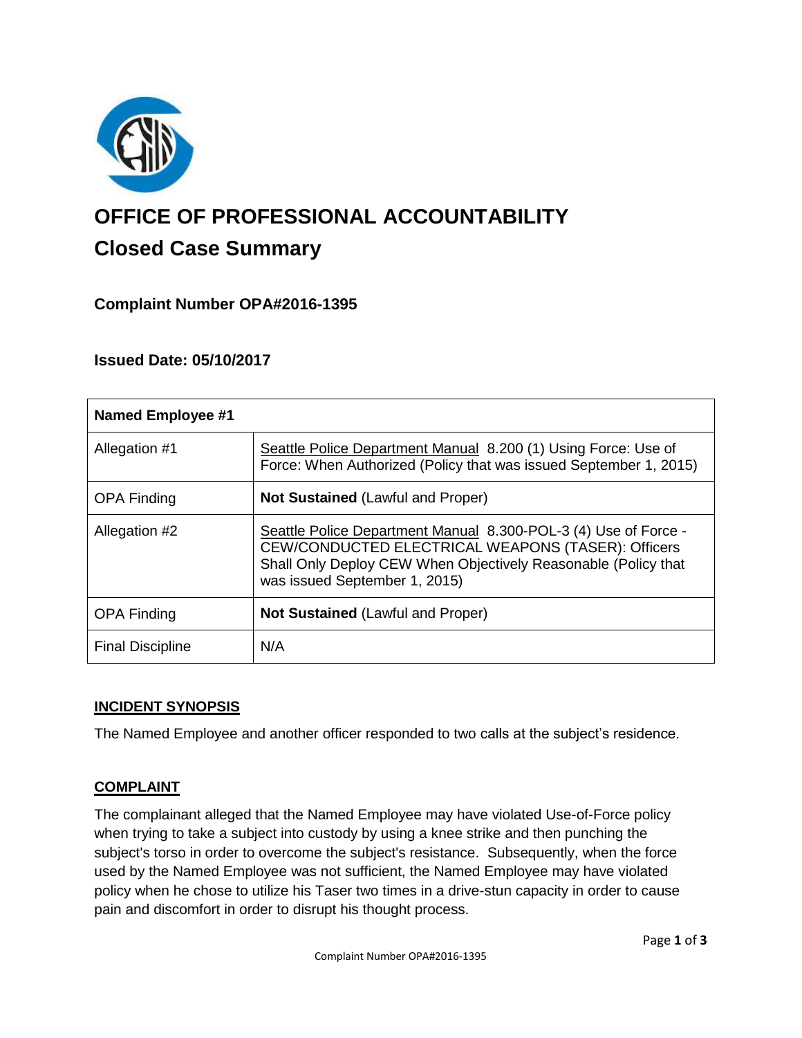# OFFICE OF PROFESSIONAL ACCOUNTABILITY

## Closed Case Summary

### Complaint Number OPA#2016-1395

### Issued Date: 05/10/2017

| Named Employee #1 | |
|---|---|
| Allegation #1 | Seattle Police Department Manual 8.200 (1) Using Force: Use of Force: When Authorized (Policy that was issued September 1, 2015) |
| OPA Finding | **Not Sustained** (Lawful and Proper) |
| Allegation #2 | Seattle Police Department Manual 8.300-POL-3 (4) Use of Force - CEW/CONDUCTED ELECTRICAL WEAPONS (TASER): Officers Shall Only Deploy CEW When Objectively Reasonable (Policy that was issued September 1, 2015) |
| OPA Finding | **Not Sustained** (Lawful and Proper) |
| Final Discipline | N/A |

## INCIDENT SYNOPSIS

The Named Employee and another officer responded to two calls at the subject's residence.

## COMPLAINT

The complainant alleged that the Named Employee may have violated Use-of-Force policy when trying to take a subject into custody by using a knee strike and then punching the subject's torso in order to overcome the subject's resistance. Subsequently, when the force used by the Named Employee was not sufficient, the Named Employee may have violated policy when he chose to utilize his Taser two times in a drive-stun capacity in order to cause pain and discomfort in order to disrupt his thought process.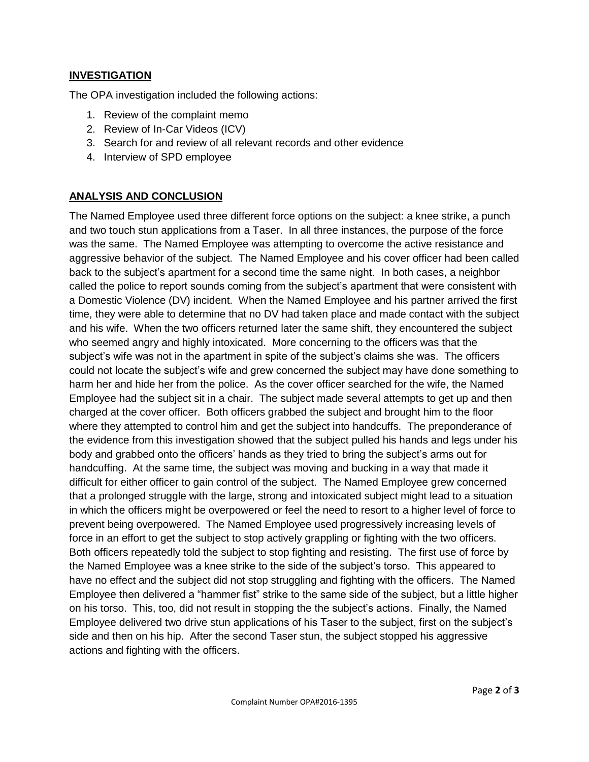## INVESTIGATION

The OPA investigation included the following actions:

1. Review of the complaint memo
2. Review of In-Car Videos (ICV)
3. Search for and review of all relevant records and other evidence
4. Interview of SPD employee

## ANALYSIS AND CONCLUSION

The Named Employee used three different force options on the subject: a knee strike, a punch and two touch stun applications from a Taser. In all three instances, the purpose of the force was the same. The Named Employee was attempting to overcome the active resistance and aggressive behavior of the subject. The Named Employee and his cover officer had been called back to the subject's apartment for a second time the same night. In both cases, a neighbor called the police to report sounds coming from the subject's apartment that were consistent with a Domestic Violence (DV) incident. When the Named Employee and his partner arrived the first time, they were able to determine that no DV had taken place and made contact with the subject and his wife. When the two officers returned later the same shift, they encountered the subject who seemed angry and highly intoxicated. More concerning to the officers was that the subject's wife was not in the apartment in spite of the subject's claims she was. The officers could not locate the subject's wife and grew concerned the subject may have done something to harm her and hide her from the police. As the cover officer searched for the wife, the Named Employee had the subject sit in a chair. The subject made several attempts to get up and then charged at the cover officer. Both officers grabbed the subject and brought him to the floor where they attempted to control him and get the subject into handcuffs. The preponderance of the evidence from this investigation showed that the subject pulled his hands and legs under his body and grabbed onto the officers' hands as they tried to bring the subject's arms out for handcuffing. At the same time, the subject was moving and bucking in a way that made it difficult for either officer to gain control of the subject. The Named Employee grew concerned that a prolonged struggle with the large, strong and intoxicated subject might lead to a situation in which the officers might be overpowered or feel the need to resort to a higher level of force to prevent being overpowered. The Named Employee used progressively increasing levels of force in an effort to get the subject to stop actively grappling or fighting with the two officers. Both officers repeatedly told the subject to stop fighting and resisting. The first use of force by the Named Employee was a knee strike to the side of the subject's torso. This appeared to have no effect and the subject did not stop struggling and fighting with the officers. The Named Employee then delivered a "hammer fist" strike to the same side of the subject, but a little higher on his torso. This, too, did not result in stopping the the subject's actions. Finally, the Named Employee delivered two drive stun applications of his Taser to the subject, first on the subject's side and then on his hip. After the second Taser stun, the subject stopped his aggressive actions and fighting with the officers.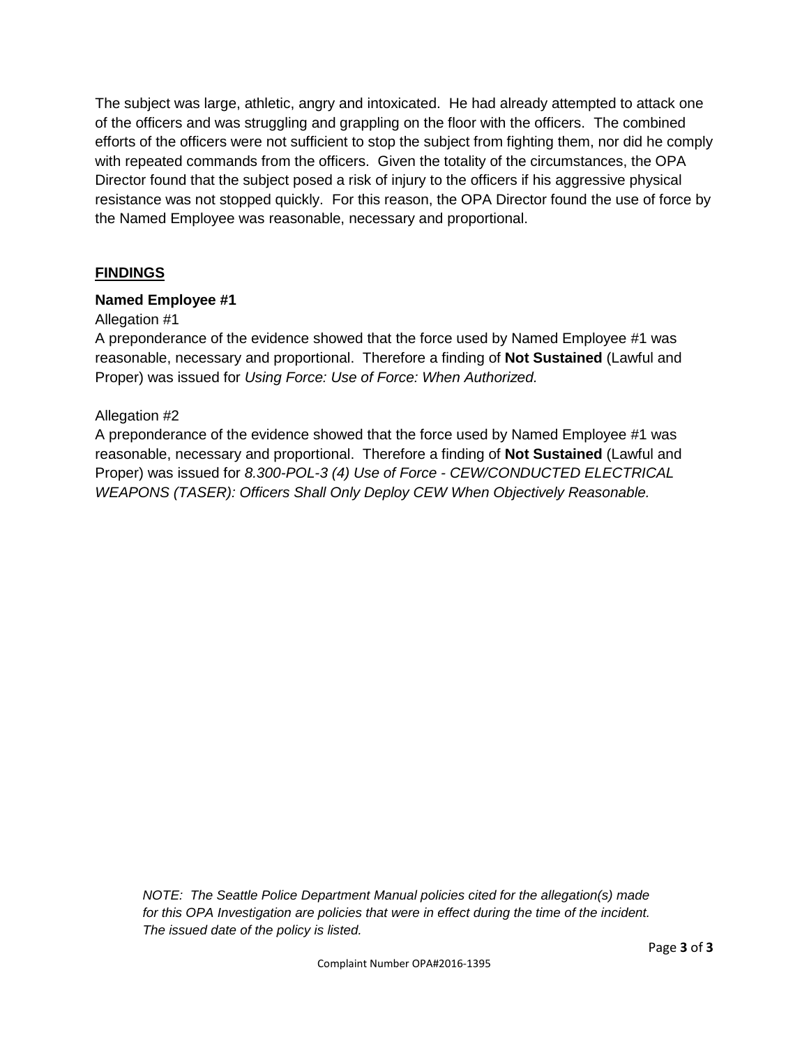The subject was large, athletic, angry and intoxicated. He had already attempted to attack one of the officers and was struggling and grappling on the floor with the officers. The combined efforts of the officers were not sufficient to stop the subject from fighting them, nor did he comply with repeated commands from the officers. Given the totality of the circumstances, the OPA Director found that the subject posed a risk of injury to the officers if his aggressive physical resistance was not stopped quickly. For this reason, the OPA Director found the use of force by the Named Employee was reasonable, necessary and proportional.

## FINDINGS

**Named Employee #1**

Allegation #1

A preponderance of the evidence showed that the force used by Named Employee #1 was reasonable, necessary and proportional. Therefore a finding of **Not Sustained** (Lawful and Proper) was issued for *Using Force: Use of Force: When Authorized.*

Allegation #2

A preponderance of the evidence showed that the force used by Named Employee #1 was reasonable, necessary and proportional. Therefore a finding of **Not Sustained** (Lawful and Proper) was issued for *8.300-POL-3 (4) Use of Force - CEW/CONDUCTED ELECTRICAL WEAPONS (TASER): Officers Shall Only Deploy CEW When Objectively Reasonable.*

*NOTE: The Seattle Police Department Manual policies cited for the allegation(s) made for this OPA Investigation are policies that were in effect during the time of the incident. The issued date of the policy is listed.*

Complaint Number OPA#2016-1395